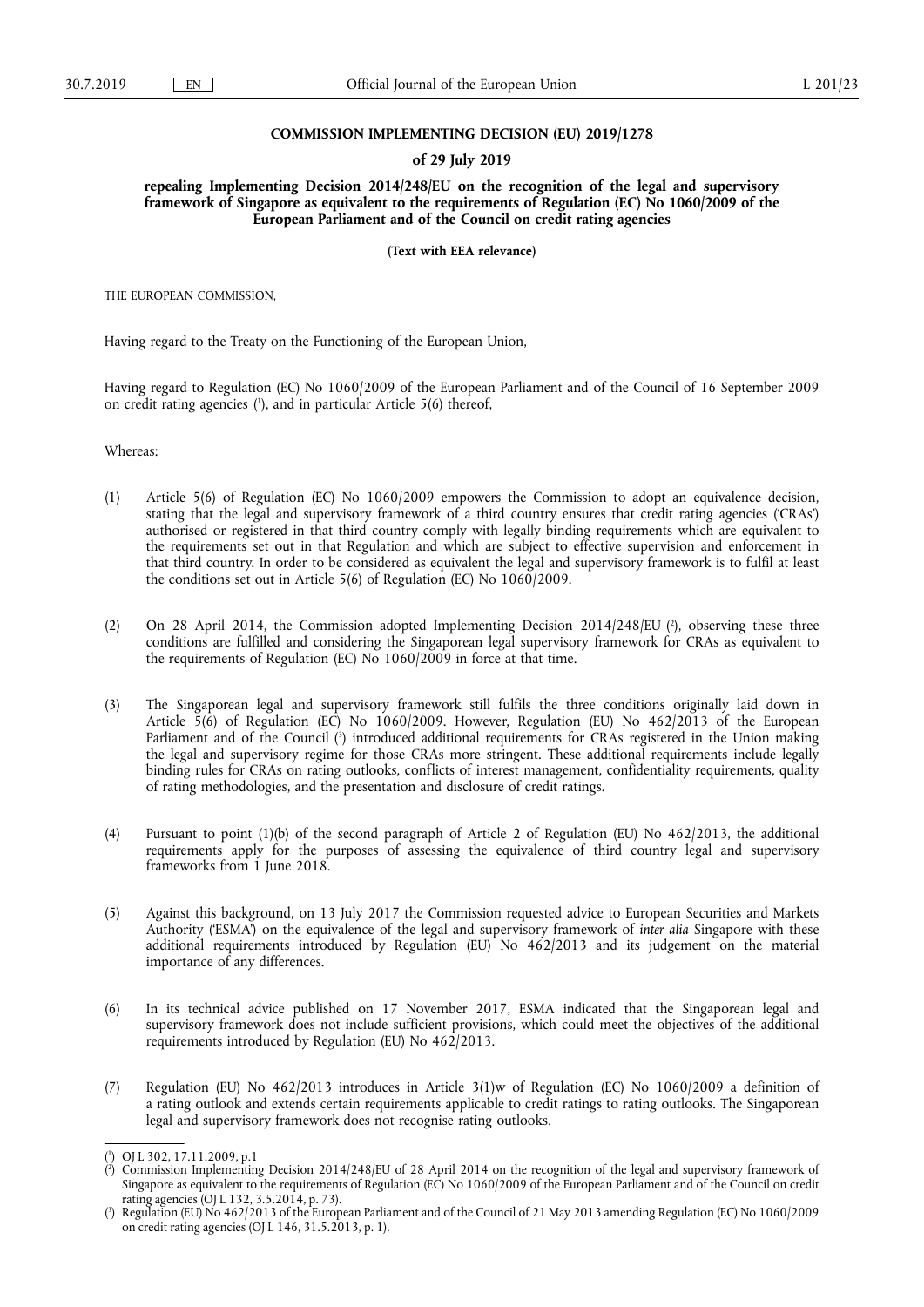# COMMISSION IMPLEMENTING DECISION (EU) 2019/1278

## of 29 July 2019

## repealing Implementing Decision 2014/248/EU on the recognition of the legal and supervisory framework of Singapore as equivalent to the requirements of Regulation (EC) No 1060/2009 of the European Parliament and of the Council on credit rating agencies

**(Text with EEA relevance)**

THE EUROPEAN COMMISSION,

Having regard to the Treaty on the Functioning of the European Union,

Having regard to Regulation (EC) No 1060/2009 of the European Parliament and of the Council of 16 September 2009 on credit rating agencies ([1]), and in particular Article 5(6) thereof,

Whereas:

(1) Article 5(6) of Regulation (EC) No 1060/2009 empowers the Commission to adopt an equivalence decision, stating that the legal and supervisory framework of a third country ensures that credit rating agencies ('CRAs') authorised or registered in that third country comply with legally binding requirements which are equivalent to the requirements set out in that Regulation and which are subject to effective supervision and enforcement in that third country. In order to be considered as equivalent the legal and supervisory framework is to fulfil at least the conditions set out in Article 5(6) of Regulation (EC) No 1060/2009.

(2) On 28 April 2014, the Commission adopted Implementing Decision 2014/248/EU ([2]), observing these three conditions are fulfilled and considering the Singaporean legal supervisory framework for CRAs as equivalent to the requirements of Regulation (EC) No 1060/2009 in force at that time.

(3) The Singaporean legal and supervisory framework still fulfils the three conditions originally laid down in Article 5(6) of Regulation (EC) No 1060/2009. However, Regulation (EU) No 462/2013 of the European Parliament and of the Council ([3]) introduced additional requirements for CRAs registered in the Union making the legal and supervisory regime for those CRAs more stringent. These additional requirements include legally binding rules for CRAs on rating outlooks, conflicts of interest management, confidentiality requirements, quality of rating methodologies, and the presentation and disclosure of credit ratings.

(4) Pursuant to point (1)(b) of the second paragraph of Article 2 of Regulation (EU) No 462/2013, the additional requirements apply for the purposes of assessing the equivalence of third country legal and supervisory frameworks from 1 June 2018.

(5) Against this background, on 13 July 2017 the Commission requested advice to European Securities and Markets Authority ('ESMA') on the equivalence of the legal and supervisory framework of *inter alia* Singapore with these additional requirements introduced by Regulation (EU) No 462/2013 and its judgement on the material importance of any differences.

(6) In its technical advice published on 17 November 2017, ESMA indicated that the Singaporean legal and supervisory framework does not include sufficient provisions, which could meet the objectives of the additional requirements introduced by Regulation (EU) No 462/2013.

(7) Regulation (EU) No 462/2013 introduces in Article 3(1)w of Regulation (EC) No 1060/2009 a definition of a rating outlook and extends certain requirements applicable to credit ratings to rating outlooks. The Singaporean legal and supervisory framework does not recognise rating outlooks.

---

([1]) OJ L 302, 17.11.2009, p.1

([2]) Commission Implementing Decision 2014/248/EU of 28 April 2014 on the recognition of the legal and supervisory framework of Singapore as equivalent to the requirements of Regulation (EC) No 1060/2009 of the European Parliament and of the Council on credit rating agencies (OJ L 132, 3.5.2014, p. 73).

([3]) Regulation (EU) No 462/2013 of the European Parliament and of the Council of 21 May 2013 amending Regulation (EC) No 1060/2009 on credit rating agencies (OJ L 146, 31.5.2013, p. 1).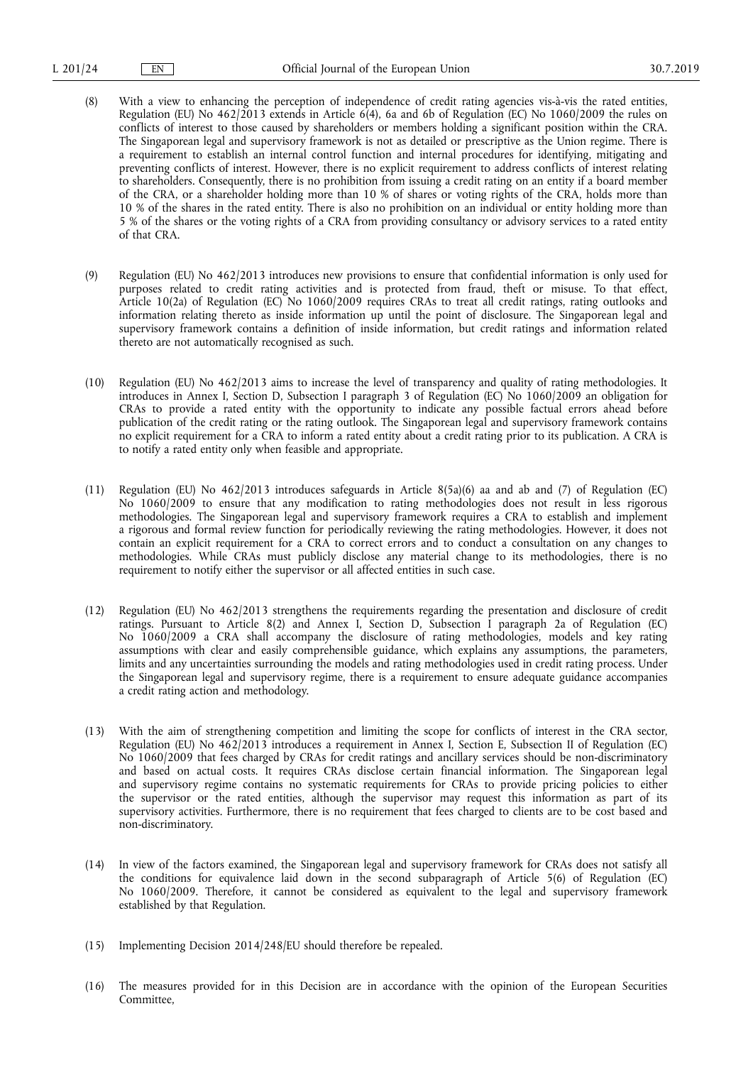(8) With a view to enhancing the perception of independence of credit rating agencies vis-à-vis the rated entities, Regulation (EU) No 462/2013 extends in Article 6(4), 6a and 6b of Regulation (EC) No 1060/2009 the rules on conflicts of interest to those caused by shareholders or members holding a significant position within the CRA. The Singaporean legal and supervisory framework is not as detailed or prescriptive as the Union regime. There is a requirement to establish an internal control function and internal procedures for identifying, mitigating and preventing conflicts of interest. However, there is no explicit requirement to address conflicts of interest relating to shareholders. Consequently, there is no prohibition from issuing a credit rating on an entity if a board member of the CRA, or a shareholder holding more than 10 % of shares or voting rights of the CRA, holds more than 10 % of the shares in the rated entity. There is also no prohibition on an individual or entity holding more than 5 % of the shares or the voting rights of a CRA from providing consultancy or advisory services to a rated entity of that CRA.

(9) Regulation (EU) No 462/2013 introduces new provisions to ensure that confidential information is only used for purposes related to credit rating activities and is protected from fraud, theft or misuse. To that effect, Article 10(2a) of Regulation (EC) No 1060/2009 requires CRAs to treat all credit ratings, rating outlooks and information relating thereto as inside information up until the point of disclosure. The Singaporean legal and supervisory framework contains a definition of inside information, but credit ratings and information related thereto are not automatically recognised as such.

(10) Regulation (EU) No 462/2013 aims to increase the level of transparency and quality of rating methodologies. It introduces in Annex I, Section D, Subsection I paragraph 3 of Regulation (EC) No 1060/2009 an obligation for CRAs to provide a rated entity with the opportunity to indicate any possible factual errors ahead before publication of the credit rating or the rating outlook. The Singaporean legal and supervisory framework contains no explicit requirement for a CRA to inform a rated entity about a credit rating prior to its publication. A CRA is to notify a rated entity only when feasible and appropriate.

(11) Regulation (EU) No 462/2013 introduces safeguards in Article 8(5a)(6) aa and ab and (7) of Regulation (EC) No 1060/2009 to ensure that any modification to rating methodologies does not result in less rigorous methodologies. The Singaporean legal and supervisory framework requires a CRA to establish and implement a rigorous and formal review function for periodically reviewing the rating methodologies. However, it does not contain an explicit requirement for a CRA to correct errors and to conduct a consultation on any changes to methodologies. While CRAs must publicly disclose any material change to its methodologies, there is no requirement to notify either the supervisor or all affected entities in such case.

(12) Regulation (EU) No 462/2013 strengthens the requirements regarding the presentation and disclosure of credit ratings. Pursuant to Article 8(2) and Annex I, Section D, Subsection I paragraph 2a of Regulation (EC) No 1060/2009 a CRA shall accompany the disclosure of rating methodologies, models and key rating assumptions with clear and easily comprehensible guidance, which explains any assumptions, the parameters, limits and any uncertainties surrounding the models and rating methodologies used in credit rating process. Under the Singaporean legal and supervisory regime, there is a requirement to ensure adequate guidance accompanies a credit rating action and methodology.

(13) With the aim of strengthening competition and limiting the scope for conflicts of interest in the CRA sector, Regulation (EU) No 462/2013 introduces a requirement in Annex I, Section E, Subsection II of Regulation (EC) No 1060/2009 that fees charged by CRAs for credit ratings and ancillary services should be non-discriminatory and based on actual costs. It requires CRAs disclose certain financial information. The Singaporean legal and supervisory regime contains no systematic requirements for CRAs to provide pricing policies to either the supervisor or the rated entities, although the supervisor may request this information as part of its supervisory activities. Furthermore, there is no requirement that fees charged to clients are to be cost based and non-discriminatory.

(14) In view of the factors examined, the Singaporean legal and supervisory framework for CRAs does not satisfy all the conditions for equivalence laid down in the second subparagraph of Article 5(6) of Regulation (EC) No 1060/2009. Therefore, it cannot be considered as equivalent to the legal and supervisory framework established by that Regulation.

(15) Implementing Decision 2014/248/EU should therefore be repealed.

(16) The measures provided for in this Decision are in accordance with the opinion of the European Securities Committee,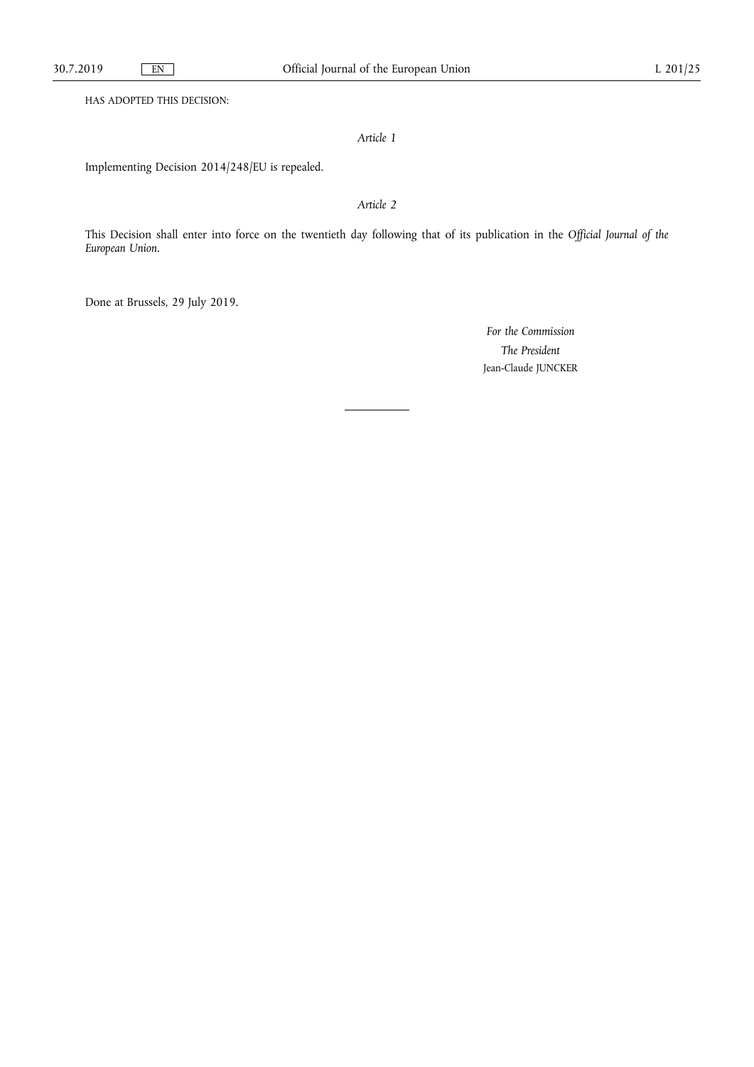HAS ADOPTED THIS DECISION:

*Article 1*

Implementing Decision 2014/248/EU is repealed.

*Article 2*

This Decision shall enter into force on the twentieth day following that of its publication in the *Official Journal of the European Union*.

Done at Brussels, 29 July 2019.

*For the Commission*

*The President*

Jean-Claude JUNCKER